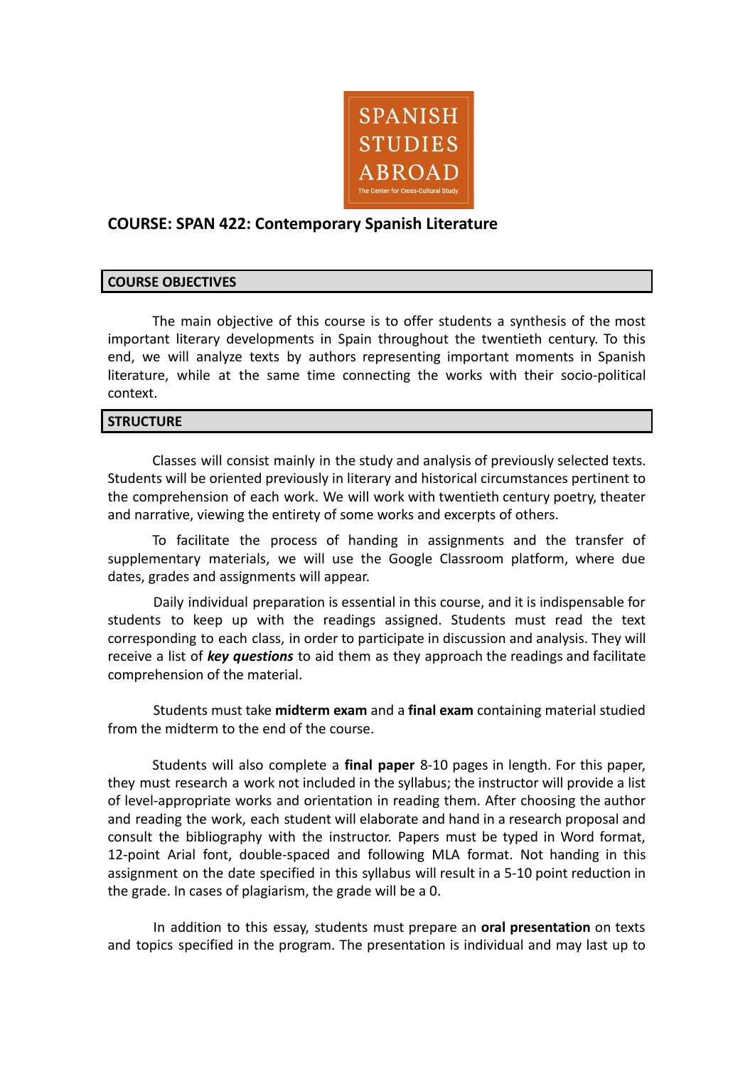SPANISH STUDIES ABROAD

The Center for Cross-Cultural Study

## COURSE: SPAN 422: Contemporary Spanish Literature

### COURSE OBJECTIVES

The main objective of this course is to offer students a synthesis of the most important literary developments in Spain throughout the twentieth century. To this end, we will analyze texts by authors representing important moments in Spanish literature, while at the same time connecting the works with their socio-political context.

### STRUCTURE

Classes will consist mainly in the study and analysis of previously selected texts. Students will be oriented previously in literary and historical circumstances pertinent to the comprehension of each work. We will work with twentieth century poetry, theater and narrative, viewing the entirety of some works and excerpts of others.

To facilitate the process of handing in assignments and the transfer of supplementary materials, we will use the Google Classroom platform, where due dates, grades and assignments will appear.

Daily individual preparation is essential in this course, and it is indispensable for students to keep up with the readings assigned. Students must read the text corresponding to each class, in order to participate in discussion and analysis. They will receive a list of ***key questions*** to aid them as they approach the readings and facilitate comprehension of the material.

Students must take **midterm exam** and a **final exam** containing material studied from the midterm to the end of the course.

Students will also complete a **final paper** 8-10 pages in length. For this paper, they must research a work not included in the syllabus; the instructor will provide a list of level-appropriate works and orientation in reading them. After choosing the author and reading the work, each student will elaborate and hand in a research proposal and consult the bibliography with the instructor. Papers must be typed in Word format, 12-point Arial font, double-spaced and following MLA format. Not handing in this assignment on the date specified in this syllabus will result in a 5-10 point reduction in the grade. In cases of plagiarism, the grade will be a 0.

In addition to this essay, students must prepare an **oral presentation** on texts and topics specified in the program. The presentation is individual and may last up to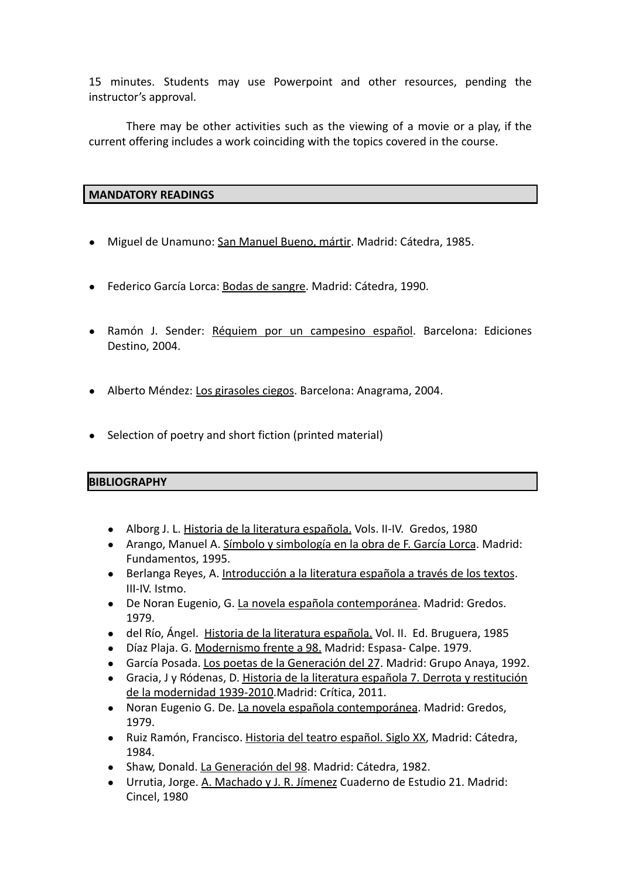15 minutes. Students may use Powerpoint and other resources, pending the instructor's approval.

There may be other activities such as the viewing of a movie or a play, if the current offering includes a work coinciding with the topics covered in the course.

## MANDATORY READINGS

- Miguel de Unamuno: San Manuel Bueno, mártir. Madrid: Cátedra, 1985.
- Federico García Lorca: Bodas de sangre. Madrid: Cátedra, 1990.
- Ramón J. Sender: Réquiem por un campesino español. Barcelona: Ediciones Destino, 2004.
- Alberto Méndez: Los girasoles ciegos. Barcelona: Anagrama, 2004.
- Selection of poetry and short fiction (printed material)

## BIBLIOGRAPHY

- Alborg J. L. Historia de la literatura española. Vols. II-IV. Gredos, 1980
- Arango, Manuel A. Símbolo y simbología en la obra de F. García Lorca. Madrid: Fundamentos, 1995.
- Berlanga Reyes, A. Introducción a la literatura española a través de los textos. III-IV. Istmo.
- De Noran Eugenio, G. La novela española contemporánea. Madrid: Gredos. 1979.
- del Río, Ángel. Historia de la literatura española. Vol. II. Ed. Bruguera, 1985
- Díaz Plaja. G. Modernismo frente a 98. Madrid: Espasa- Calpe. 1979.
- García Posada. Los poetas de la Generación del 27. Madrid: Grupo Anaya, 1992.
- Gracia, J y Ródenas, D. Historia de la literatura española 7. Derrota y restitución de la modernidad 1939-2010.Madrid: Crítica, 2011.
- Noran Eugenio G. De. La novela española contemporánea. Madrid: Gredos, 1979.
- Ruiz Ramón, Francisco. Historia del teatro español. Siglo XX, Madrid: Cátedra, 1984.
- Shaw, Donald. La Generación del 98. Madrid: Cátedra, 1982.
- Urrutia, Jorge. A. Machado y J. R. Jímenez Cuaderno de Estudio 21. Madrid: Cincel, 1980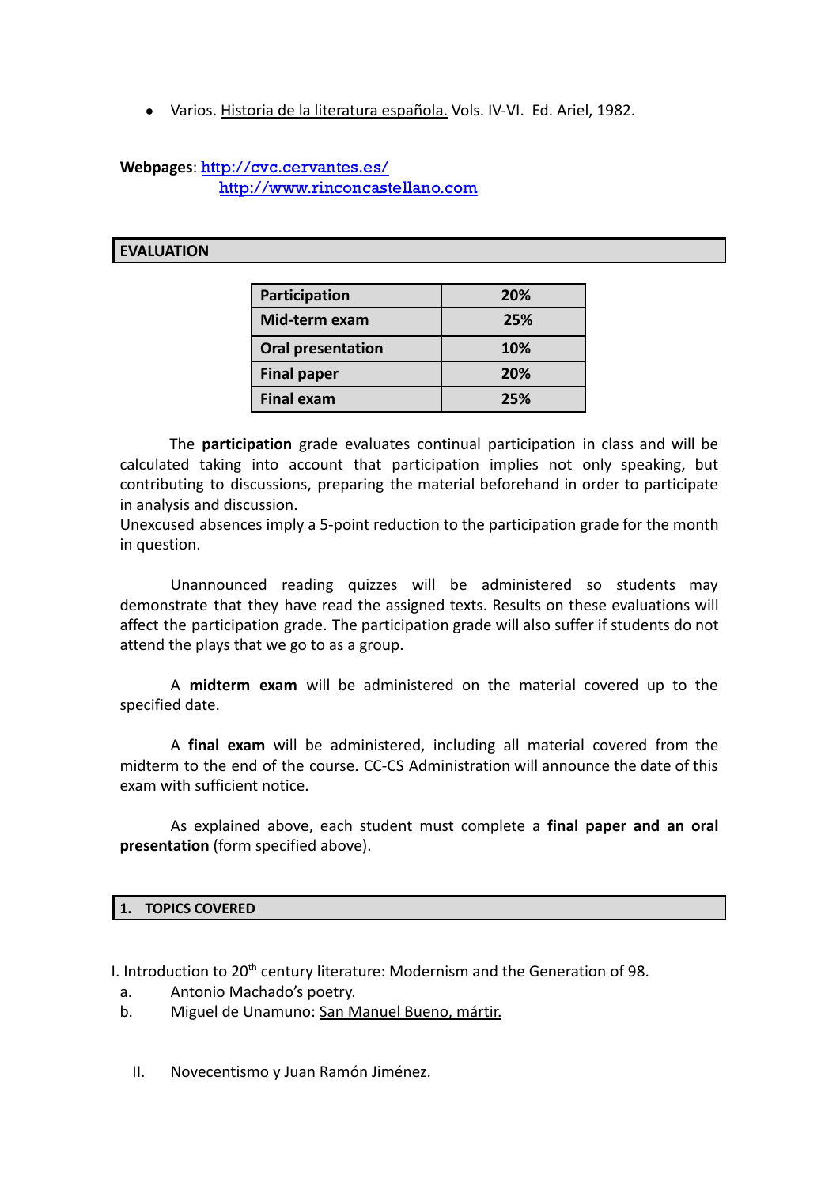- Varios. Historia de la literatura española. Vols. IV-VI. Ed. Ariel, 1982.

**Webpages**: http://cvc.cervantes.es/
http://www.rinconcastellano.com

## EVALUATION

| Participation | 20% |
|---|---|
| **Mid-term exam** | **25%** |
| **Oral presentation** | **10%** |
| **Final paper** | **20%** |
| **Final exam** | **25%** |

The **participation** grade evaluates continual participation in class and will be calculated taking into account that participation implies not only speaking, but contributing to discussions, preparing the material beforehand in order to participate in analysis and discussion.
Unexcused absences imply a 5-point reduction to the participation grade for the month in question.

Unannounced reading quizzes will be administered so students may demonstrate that they have read the assigned texts. Results on these evaluations will affect the participation grade. The participation grade will also suffer if students do not attend the plays that we go to as a group.

A **midterm exam** will be administered on the material covered up to the specified date.

A **final exam** will be administered, including all material covered from the midterm to the end of the course. CC-CS Administration will announce the date of this exam with sufficient notice.

As explained above, each student must complete a **final paper and an oral presentation** (form specified above).

## 1. TOPICS COVERED

I. Introduction to 20th century literature: Modernism and the Generation of 98.
a. Antonio Machado's poetry.
b. Miguel de Unamuno: San Manuel Bueno, mártir.

II. Novecentismo y Juan Ramón Jiménez.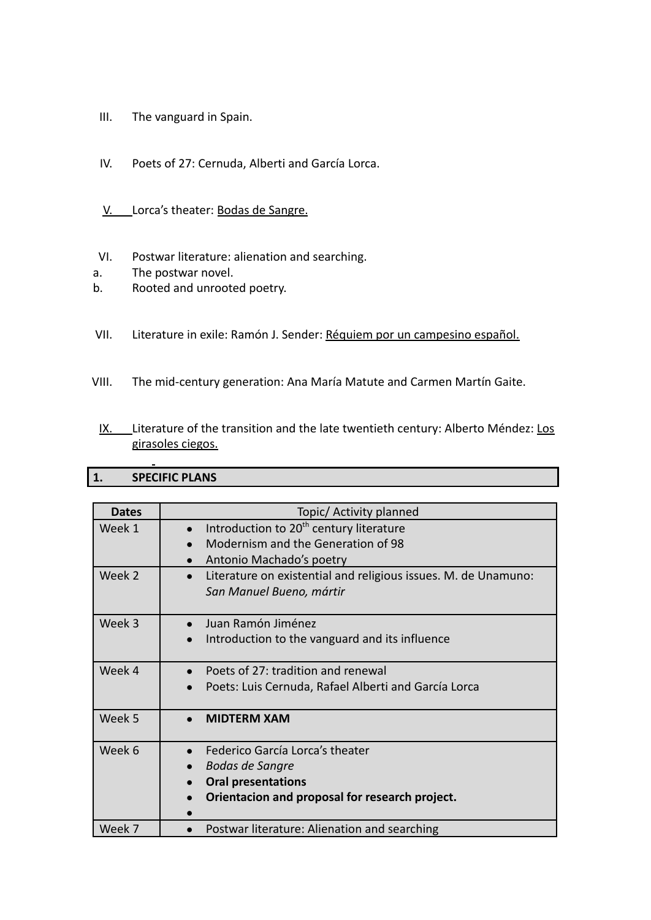III. The vanguard in Spain.

IV. Poets of 27: Cernuda, Alberti and García Lorca.

V. Lorca's theater: Bodas de Sangre.

VI. Postwar literature: alienation and searching.

a. The postwar novel.

b. Rooted and unrooted poetry.

VII. Literature in exile: Ramón J. Sender: Réquiem por un campesino español.

VIII. The mid-century generation: Ana María Matute and Carmen Martín Gaite.

IX. Literature of the transition and the late twentieth century: Alberto Méndez: Los girasoles ciegos.

## 1. SPECIFIC PLANS

| Dates | Topic/ Activity planned |
|---|---|
| Week 1 | • Introduction to 20th century literature<br>• Modernism and the Generation of 98<br>• Antonio Machado's poetry |
| Week 2 | • Literature on existential and religious issues. M. de Unamuno: *San Manuel Bueno, mártir* |
| Week 3 | • Juan Ramón Jiménez<br>• Introduction to the vanguard and its influence |
| Week 4 | • Poets of 27: tradition and renewal<br>• Poets: Luis Cernuda, Rafael Alberti and García Lorca |
| Week 5 | • **MIDTERM XAM** |
| Week 6 | • Federico García Lorca's theater<br>• *Bodas de Sangre*<br>• **Oral presentations**<br>• **Orientacion and proposal for research project.**<br>• |
| Week 7 | • Postwar literature: Alienation and searching |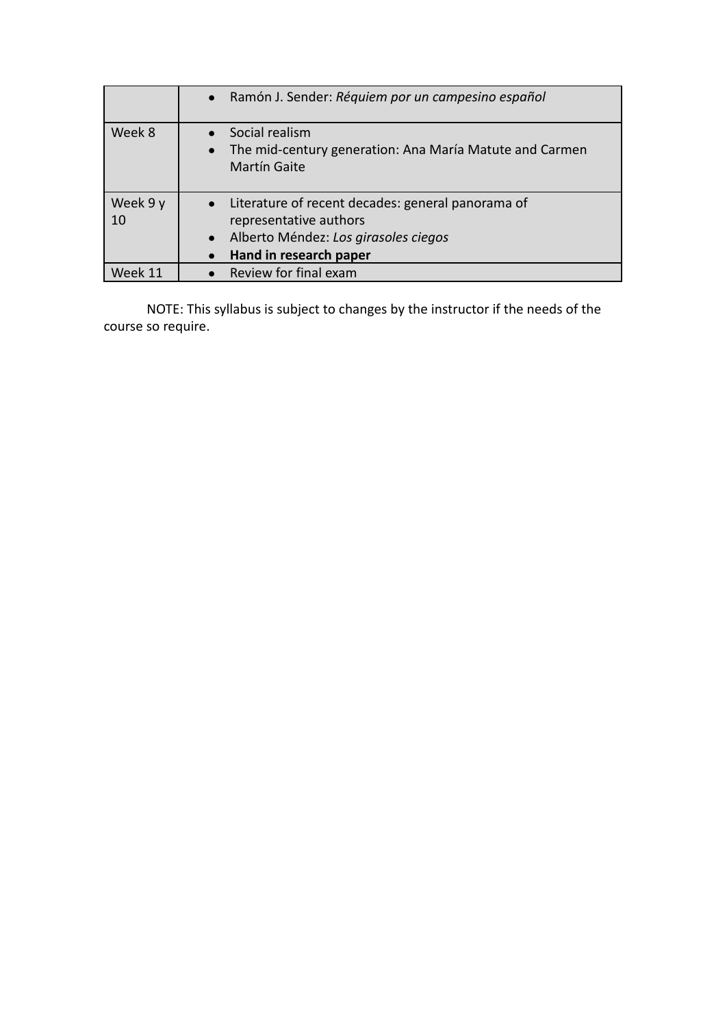| | |
|---|---|
| | • Ramón J. Sender: *Réquiem por un campesino español* |
| Week 8 | • Social realism<br>• The mid-century generation: Ana María Matute and Carmen Martín Gaite |
| Week 9 y 10 | • Literature of recent decades: general panorama of representative authors<br>• Alberto Méndez: *Los girasoles ciegos*<br>• **Hand in research paper** |
| Week 11 | • Review for final exam |

NOTE: This syllabus is subject to changes by the instructor if the needs of the course so require.